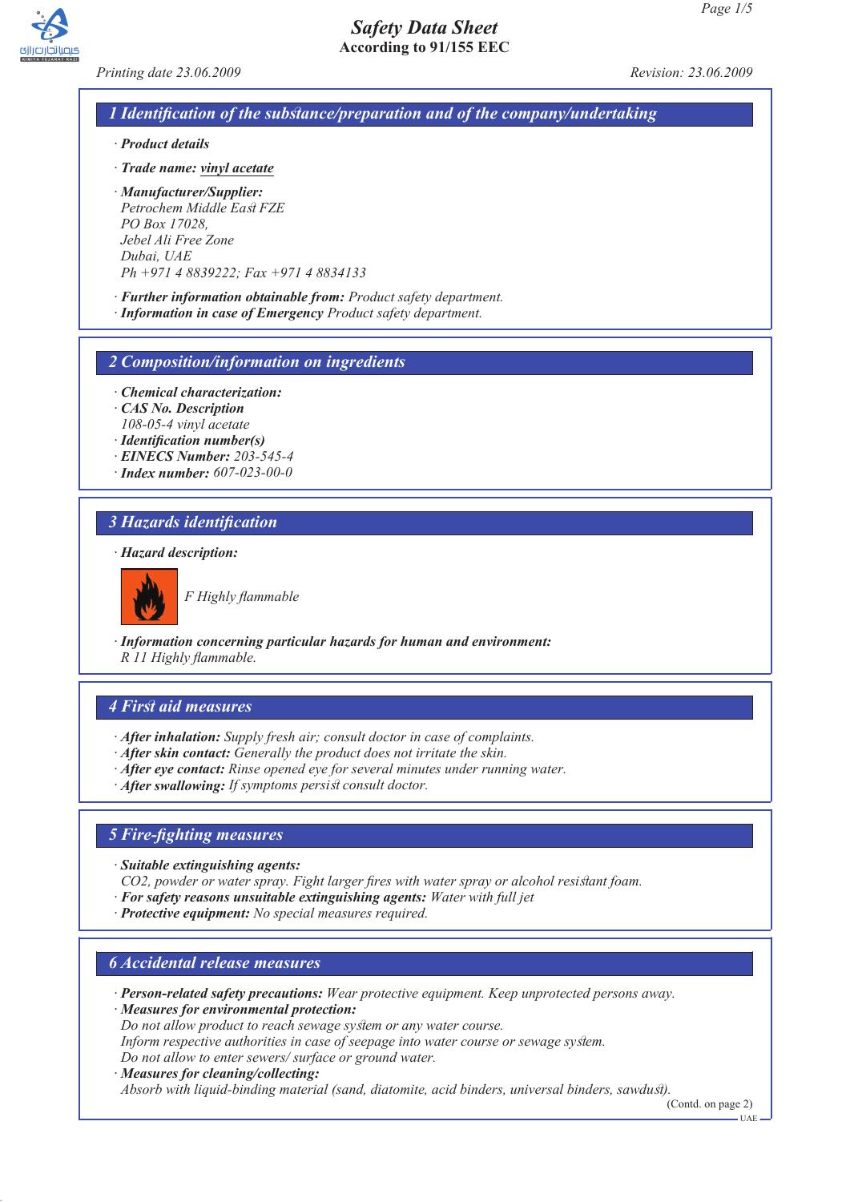# Safety Data Sheet

**According to 91/155 EEC**

*Printing date 23.06.2009* *Revision: 23.06.2009*

## 1 Identification of the substance/preparation and of the company/undertaking

· **Product details**

· **Trade name:** vinyl acetate

· **Manufacturer/Supplier:**
Petrochem Middle East FZE
PO Box 17028,
Jebel Ali Free Zone
Dubai, UAE
Ph +971 4 8839222; Fax +971 4 8834133

· **Further information obtainable from:** Product safety department.
· **Information in case of Emergency** Product safety department.

## 2 Composition/information on ingredients

· **Chemical characterization:**
· **CAS No. Description**
108-05-4 vinyl acetate
· **Identification number(s)**
· **EINECS Number:** 203-545-4
· **Index number:** 607-023-00-0

## 3 Hazards identification

· **Hazard description:**

F Highly flammable

· **Information concerning particular hazards for human and environment:**
R 11 Highly flammable.

## 4 First aid measures

· **After inhalation:** Supply fresh air; consult doctor in case of complaints.
· **After skin contact:** Generally the product does not irritate the skin.
· **After eye contact:** Rinse opened eye for several minutes under running water.
· **After swallowing:** If symptoms persist consult doctor.

## 5 Fire-fighting measures

· **Suitable extinguishing agents:**
$CO_2$, powder or water spray. Fight larger fires with water spray or alcohol resistant foam.
· **For safety reasons unsuitable extinguishing agents:** Water with full jet
· **Protective equipment:** No special measures required.

## 6 Accidental release measures

· **Person-related safety precautions:** Wear protective equipment. Keep unprotected persons away.
· **Measures for environmental protection:**
Do not allow product to reach sewage system or any water course.
Inform respective authorities in case of seepage into water course or sewage system.
Do not allow to enter sewers/ surface or ground water.
· **Measures for cleaning/collecting:**
Absorb with liquid-binding material (sand, diatomite, acid binders, universal binders, sawdust).

(Contd. on page 2)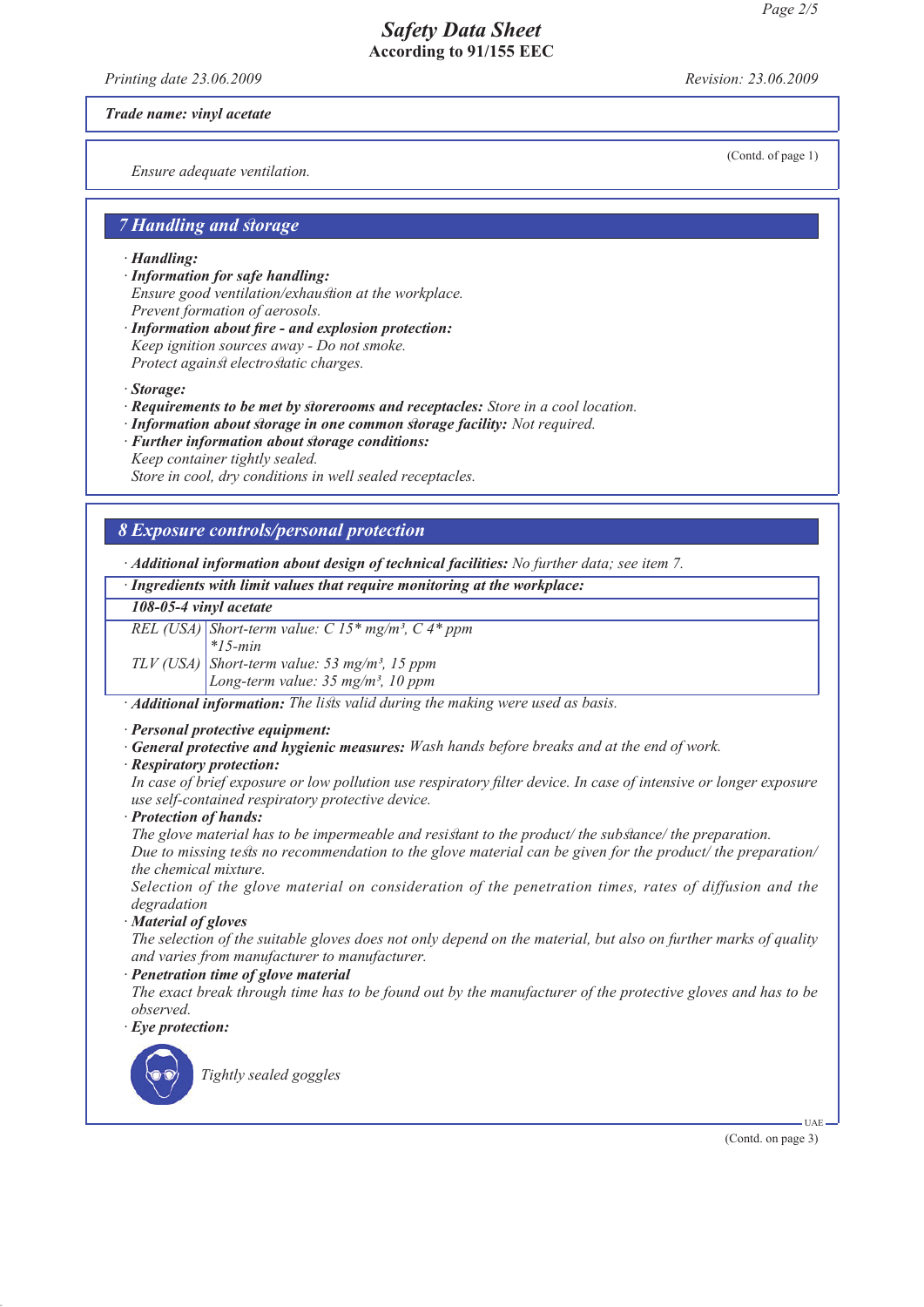**Trade name: vinyl acetate**

(Contd. of page 1)

*Ensure adequate ventilation.*

## 7 Handling and storage

- **Handling:**
- **Information for safe handling:**
  Ensure good ventilation/exhaustion at the workplace.
  Prevent formation of aerosols.
- **Information about fire - and explosion protection:**
  Keep ignition sources away - Do not smoke.
  Protect against electrostatic charges.

- **Storage:**
- **Requirements to be met by storerooms and receptacles:** Store in a cool location.
- **Information about storage in one common storage facility:** Not required.
- **Further information about storage conditions:**
  Keep container tightly sealed.
  Store in cool, dry conditions in well sealed receptacles.

## 8 Exposure controls/personal protection

- **Additional information about design of technical facilities:** No further data; see item 7.

| · Ingredients with limit values that require monitoring at the workplace: | |
|---|---|
| **108-05-4 vinyl acetate** | |
| REL (USA) | Short-term value: C 15* mg/m³, C 4* ppm<br>*15-min |
| TLV (USA) | Short-term value: 53 mg/m³, 15 ppm<br>Long-term value: 35 mg/m³, 10 ppm |

- **Additional information:** The lists valid during the making were used as basis.

- **Personal protective equipment:**
- **General protective and hygienic measures:** Wash hands before breaks and at the end of work.
- **Respiratory protection:**
  In case of brief exposure or low pollution use respiratory filter device. In case of intensive or longer exposure use self-contained respiratory protective device.
- **Protection of hands:**
  The glove material has to be impermeable and resistant to the product/ the substance/ the preparation.
  Due to missing tests no recommendation to the glove material can be given for the product/ the preparation/ the chemical mixture.
  Selection of the glove material on consideration of the penetration times, rates of diffusion and the degradation
- **Material of gloves**
  The selection of the suitable gloves does not only depend on the material, but also on further marks of quality and varies from manufacturer to manufacturer.
- **Penetration time of glove material**
  The exact break through time has to be found out by the manufacturer of the protective gloves and has to be observed.
- **Eye protection:**
  Tightly sealed goggles

(Contd. on page 3)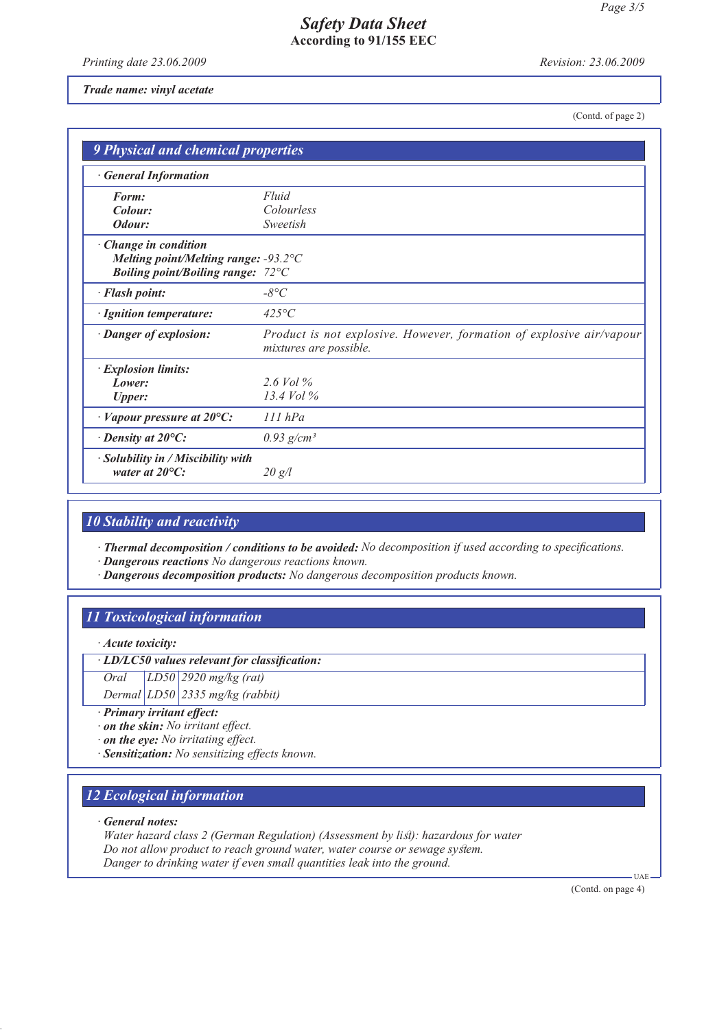**Safety Data Sheet**
**According to 91/155 EEC**

*Printing date 23.06.2009* *Revision: 23.06.2009*

***Trade name: vinyl acetate***

(Contd. of page 2)

## 9 Physical and chemical properties

**· General Information**

| | |
|---|---|
| **Form:** | *Fluid* |
| **Colour:** | *Colourless* |
| **Odour:** | *Sweetish* |
| **· Change in condition** | |
| **Melting point/Melting range:** | *-93.2°C* |
| **Boiling point/Boiling range:** | *72°C* |
| **· Flash point:** | *-8°C* |
| **· Ignition temperature:** | *425°C* |
| **· Danger of explosion:** | *Product is not explosive. However, formation of explosive air/vapour mixtures are possible.* |
| **· Explosion limits:** | |
| **Lower:** | *2.6 Vol %* |
| **Upper:** | *13.4 Vol %* |
| **· Vapour pressure at 20°C:** | *111 hPa* |
| **· Density at 20°C:** | *0.93 g/cm³* |
| **· Solubility in / Miscibility with water at 20°C:** | *20 g/l* |

## 10 Stability and reactivity

· ***Thermal decomposition / conditions to be avoided:*** *No decomposition if used according to specifications.*
· ***Dangerous reactions*** *No dangerous reactions known.*
· ***Dangerous decomposition products:*** *No dangerous decomposition products known.*

## 11 Toxicological information

· ***Acute toxicity:***

**· LD/LC50 values relevant for classification:**

| | | |
|---|---|---|
| *Oral* | *LD50* | *2920 mg/kg (rat)* |
| *Dermal* | *LD50* | *2335 mg/kg (rabbit)* |

· ***Primary irritant effect:***
· ***on the skin:*** *No irritant effect.*
· ***on the eye:*** *No irritating effect.*
· ***Sensitization:*** *No sensitizing effects known.*

## 12 Ecological information

· ***General notes:***
*Water hazard class 2 (German Regulation) (Assessment by list): hazardous for water*
*Do not allow product to reach ground water, water course or sewage system.*
*Danger to drinking water if even small quantities leak into the ground.*

UAE

(Contd. on page 4)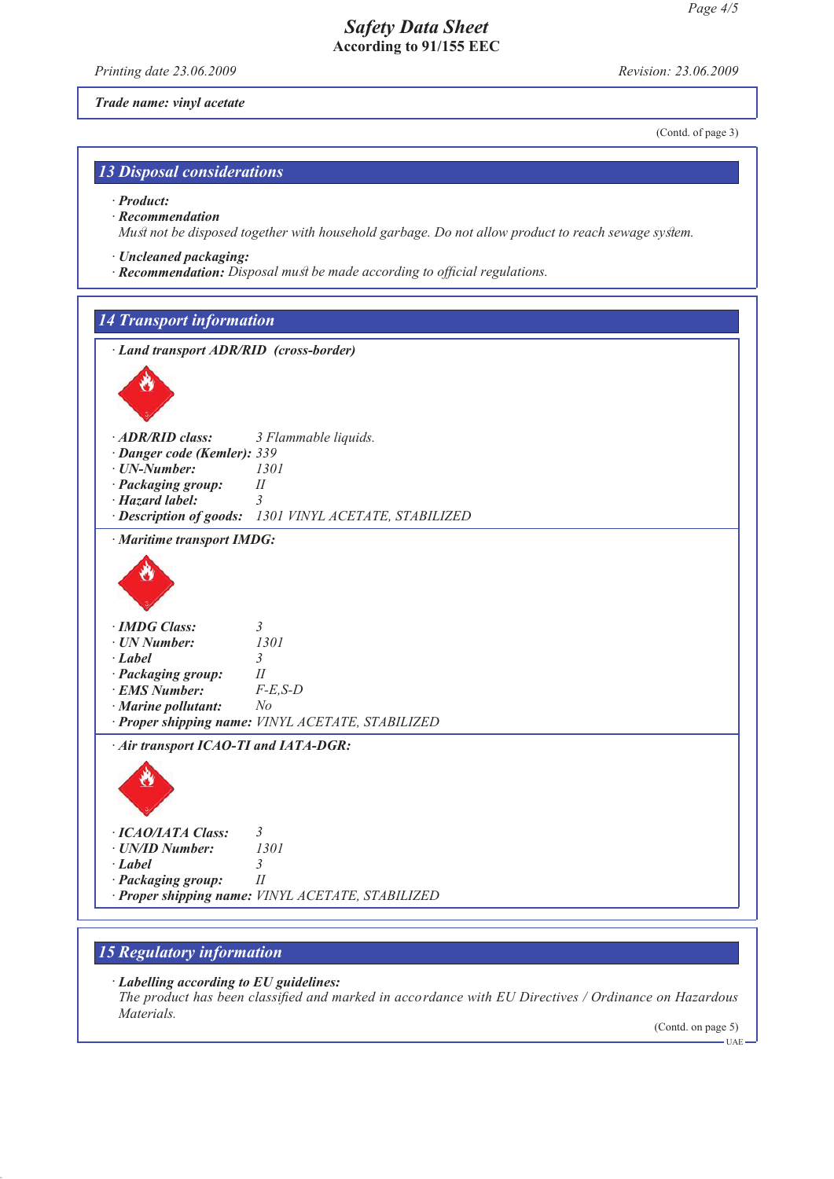*Trade name: vinyl acetate*

(Contd. of page 3)

## 13 Disposal considerations

· **Product:**
· **Recommendation**
Must not be disposed together with household garbage. Do not allow product to reach sewage system.

· **Uncleaned packaging:**
· **Recommendation:** Disposal must be made according to official regulations.

## 14 Transport information

· **Land transport ADR/RID (cross-border)**

· **ADR/RID class:** 3 Flammable liquids.
· **Danger code (Kemler):** 339
· **UN-Number:** 1301
· **Packaging group:** II
· **Hazard label:** 3
· **Description of goods:** 1301 VINYL ACETATE, STABILIZED

· **Maritime transport IMDG:**

· **IMDG Class:** 3
· **UN Number:** 1301
· **Label** 3
· **Packaging group:** II
· **EMS Number:** F-E,S-D
· **Marine pollutant:** No
· **Proper shipping name:** VINYL ACETATE, STABILIZED

· **Air transport ICAO-TI and IATA-DGR:**

· **ICAO/IATA Class:** 3
· **UN/ID Number:** 1301
· **Label** 3
· **Packaging group:** II
· **Proper shipping name:** VINYL ACETATE, STABILIZED

## 15 Regulatory information

· **Labelling according to EU guidelines:**
The product has been classified and marked in accordance with EU Directives / Ordinance on Hazardous Materials.

(Contd. on page 5)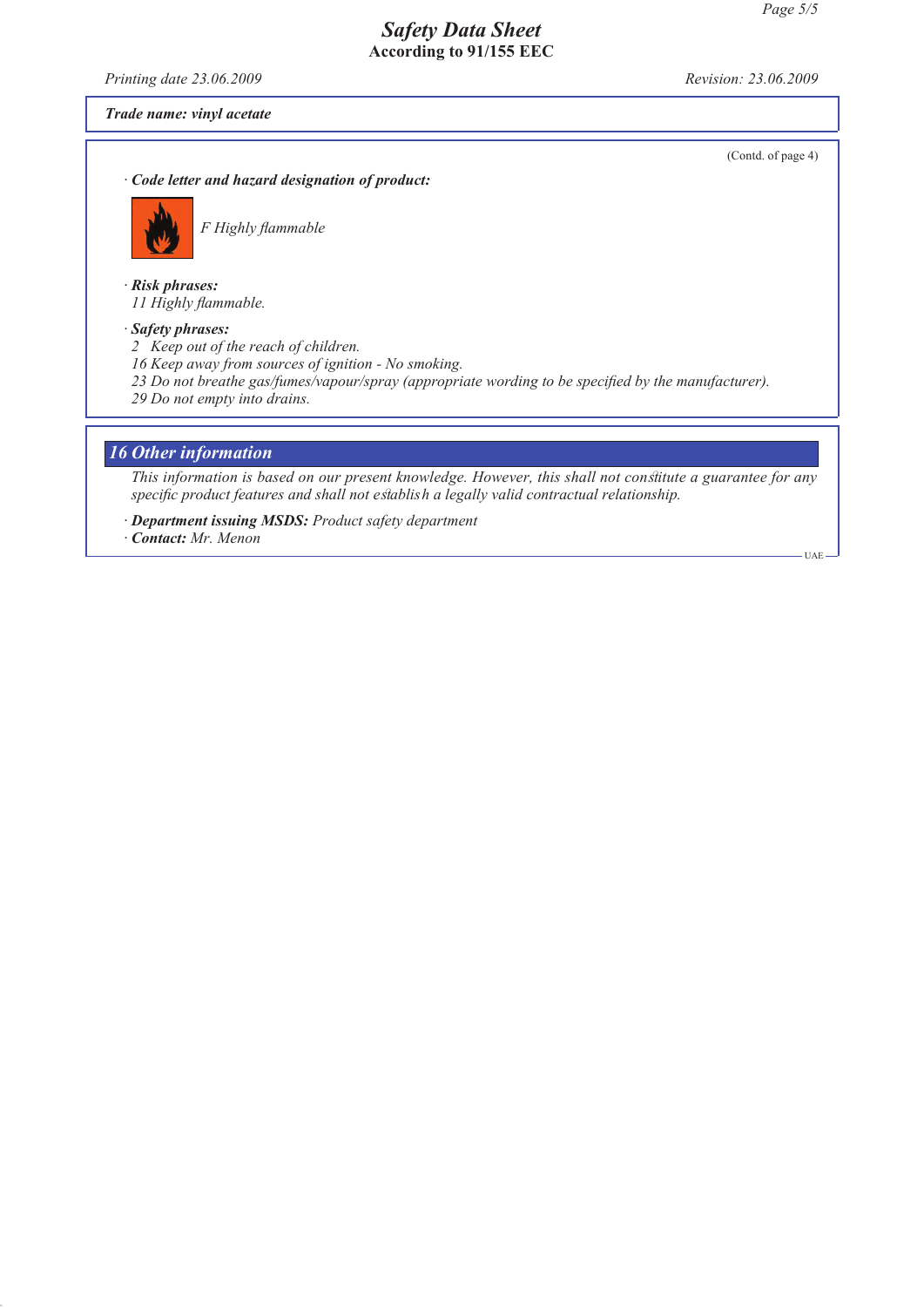Trade name: vinyl acetate

(Contd. of page 4)

· **Code letter and hazard designation of product:**

F Highly flammable

· **Risk phrases:**
11 Highly flammable.

· **Safety phrases:**
2 Keep out of the reach of children.
16 Keep away from sources of ignition - No smoking.
23 Do not breathe gas/fumes/vapour/spray (appropriate wording to be specified by the manufacturer).
29 Do not empty into drains.

## 16 Other information

This information is based on our present knowledge. However, this shall not constitute a guarantee for any specific product features and shall not establish a legally valid contractual relationship.

· **Department issuing MSDS:** Product safety department
· **Contact:** Mr. Menon